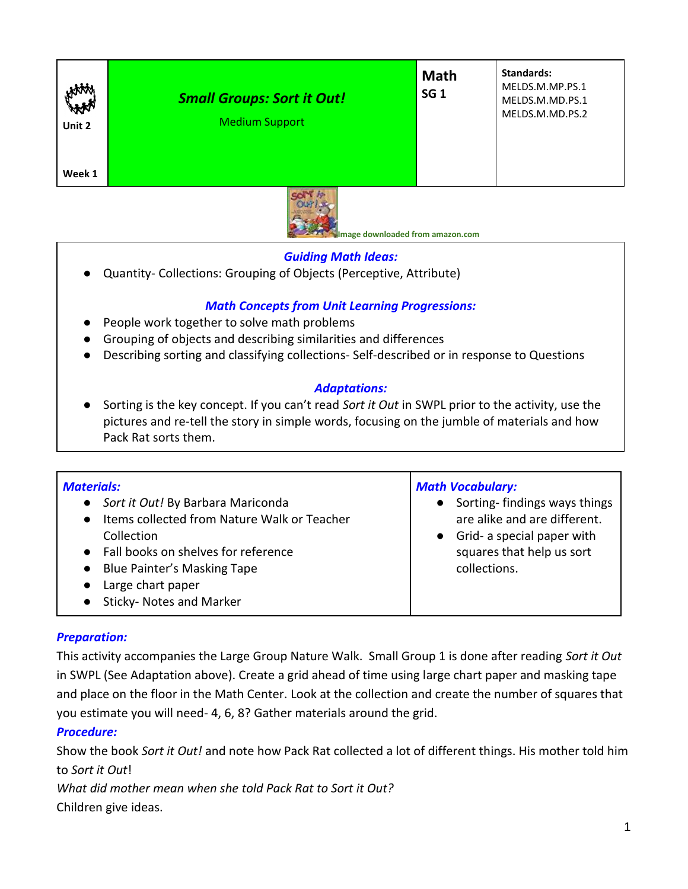| Unit 2<br><br>Week 1 | ***Small Groups: Sort it Out!***<br>Medium Support | **Math**<br>**SG 1** | **Standards:**<br>MELDS.M.MP.PS.1<br>MELDS.M.MD.PS.1<br>MELDS.M.MD.PS.2 |
|---|---|---|---|

Image downloaded from amazon.com

### *Guiding Math Ideas:*

- Quantity- Collections: Grouping of Objects (Perceptive, Attribute)

### *Math Concepts from Unit Learning Progressions:*

- People work together to solve math problems
- Grouping of objects and describing similarities and differences
- Describing sorting and classifying collections- Self-described or in response to Questions

### *Adaptations:*

- Sorting is the key concept. If you can't read *Sort it Out* in SWPL prior to the activity, use the pictures and re-tell the story in simple words, focusing on the jumble of materials and how Pack Rat sorts them.

| ***Materials:*** | ***Math Vocabulary:*** |
|---|---|
| • *Sort it Out!* By Barbara Mariconda<br>• Items collected from Nature Walk or Teacher Collection<br>• Fall books on shelves for reference<br>• Blue Painter's Masking Tape<br>• Large chart paper<br>• Sticky- Notes and Marker | • Sorting- findings ways things are alike and are different.<br>• Grid- a special paper with squares that help us sort collections. |

### *Preparation:*

This activity accompanies the Large Group Nature Walk. Small Group 1 is done after reading *Sort it Out* in SWPL (See Adaptation above). Create a grid ahead of time using large chart paper and masking tape and place on the floor in the Math Center. Look at the collection and create the number of squares that you estimate you will need- 4, 6, 8? Gather materials around the grid.

### *Procedure:*

Show the book *Sort it Out!* and note how Pack Rat collected a lot of different things. His mother told him to *Sort it Out*!

*What did mother mean when she told Pack Rat to Sort it Out?*

Children give ideas.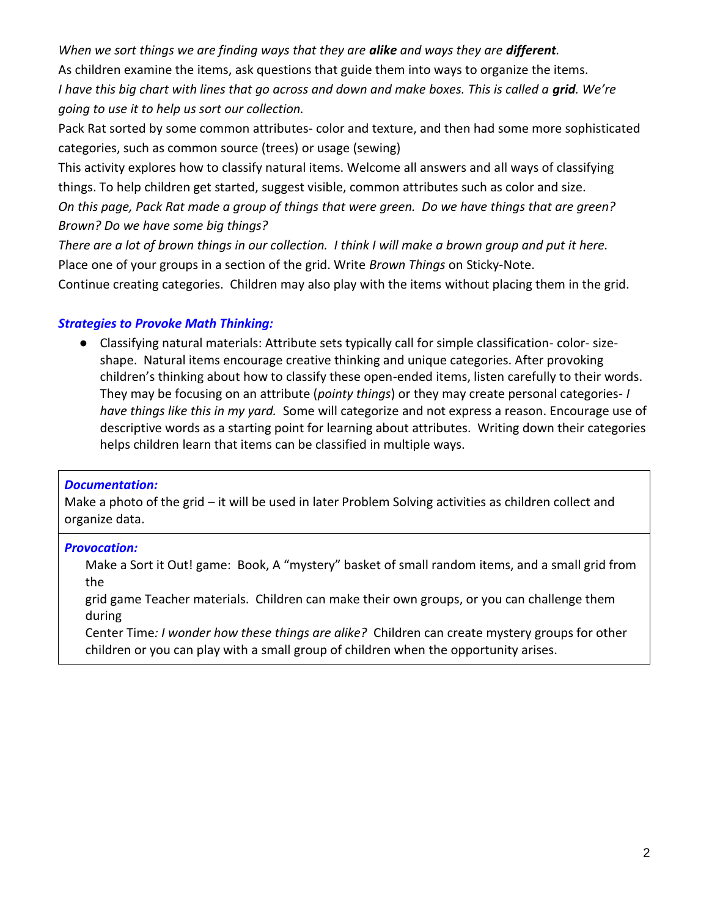*When we sort things we are finding ways that they are **alike** and ways they are **different**.*

As children examine the items, ask questions that guide them into ways to organize the items.

*I have this big chart with lines that go across and down and make boxes. This is called a **grid**. We're going to use it to help us sort our collection.*

Pack Rat sorted by some common attributes- color and texture, and then had some more sophisticated categories, such as common source (trees) or usage (sewing)

This activity explores how to classify natural items. Welcome all answers and all ways of classifying things. To help children get started, suggest visible, common attributes such as color and size.

*On this page, Pack Rat made a group of things that were green. Do we have things that are green? Brown? Do we have some big things?*

*There are a lot of brown things in our collection. I think I will make a brown group and put it here.*

Place one of your groups in a section of the grid. Write *Brown Things* on Sticky-Note.

Continue creating categories. Children may also play with the items without placing them in the grid.

### *Strategies to Provoke Math Thinking:*

- Classifying natural materials: Attribute sets typically call for simple classification- color- size- shape. Natural items encourage creative thinking and unique categories. After provoking children's thinking about how to classify these open-ended items, listen carefully to their words. They may be focusing on an attribute (*pointy things*) or they may create personal categories- *I have things like this in my yard.* Some will categorize and not express a reason. Encourage use of descriptive words as a starting point for learning about attributes. Writing down their categories helps children learn that items can be classified in multiple ways.

### *Documentation:*

Make a photo of the grid – it will be used in later Problem Solving activities as children collect and organize data.

### *Provocation:*

Make a Sort it Out! game: Book, A "mystery" basket of small random items, and a small grid from the grid game Teacher materials. Children can make their own groups, or you can challenge them during Center Time*: I wonder how these things are alike?* Children can create mystery groups for other children or you can play with a small group of children when the opportunity arises.